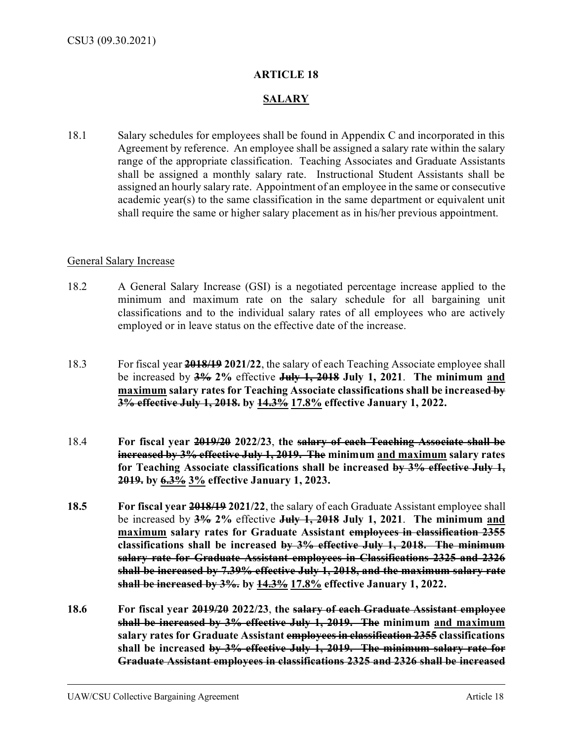# ARTICLE 18

## <u>SALARY</u>

18.1 Salary schedules for employees shall be found in Appendix C and incorporated in this Agreement by reference. An employee shall be assigned a salary rate within the salary range of the appropriate classification. Teaching Associates and Graduate Assistants shall be assigned a monthly salary rate. Instructional Student Assistants shall be assigned an hourly salary rate. Appointment of an employee in the same or consecutive academic year(s) to the same classification in the same department or equivalent unit shall require the same or higher salary placement as in his/her previous appointment.

<u>General Salary Increase</u>

18.2 A General Salary Increase (GSI) is a negotiated percentage increase applied to the minimum and maximum rate on the salary schedule for all bargaining unit classifications and to the individual salary rates of all employees who are actively employed or in leave status on the effective date of the increase.

18.3 For fiscal year **~~2018/19~~ 2021/22**, the salary of each Teaching Associate employee shall be increased by **~~3%~~ 2%** effective **~~July 1, 2018~~ July 1, 2021**. **The minimum <u>and maximum</u> salary rates for Teaching Associate classifications shall be increased ~~by 3% effective July 1, 2018.~~ by <u>~~14.3%~~</u> <u>17.8%</u> effective January 1, 2022.**

18.4 **For fiscal year ~~2019/20~~ 2022/23**, **the ~~salary of each Teaching Associate shall be increased by 3% effective July 1, 2019. The~~ minimum <u>and maximum</u> salary rates for Teaching Associate classifications shall be increased ~~by 3% effective July 1, 2019.~~ by <u>~~6.3%~~</u> <u>3%</u> effective January 1, 2023.**

**18.5** **For fiscal year ~~2018/19~~ 2021/22**, the salary of each Graduate Assistant employee shall be increased by **~~3%~~ 2%** effective **~~July 1, 2018~~ July 1, 2021**. **The minimum <u>and maximum</u> salary rates for Graduate Assistant ~~employees in classification 2355~~ classifications shall be increased ~~by 3% effective July 1, 2018. The minimum salary rate for Graduate Assistant employees in Classifications 2325 and 2326 shall be increased by 7.39% effective July 1, 2018, and the maximum salary rate shall be increased by 3%.~~ by <u>~~14.3%~~</u> <u>17.8%</u> effective January 1, 2022.**

**18.6** **For fiscal year ~~2019/20~~ 2022/23**, **the ~~salary of each Graduate Assistant employee shall be increased by 3% effective July 1, 2019. The~~ minimum <u>and maximum</u> salary rates for Graduate Assistant ~~employees in classification 2355~~ classifications shall be increased ~~by 3% effective July 1, 2019. The minimum salary rate for Graduate Assistant employees in classifications 2325 and 2326 shall be increased~~**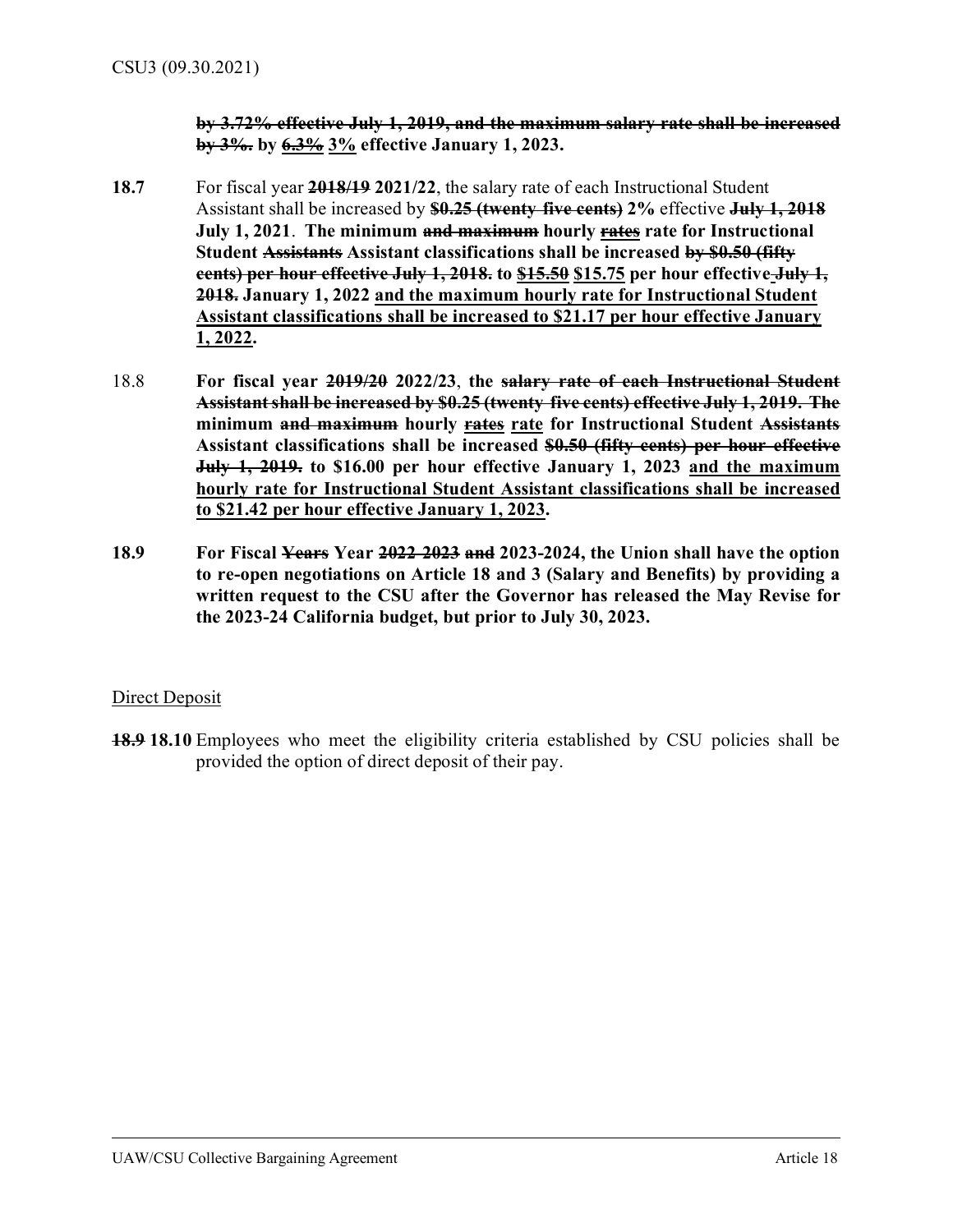**~~by 3.72% effective July 1, 2019, and the maximum salary rate shall be increased by 3%.~~ by ~~6.3%~~ 3% effective January 1, 2023.**

**18.7** For fiscal year **~~2018/19~~ 2021/22**, the salary rate of each Instructional Student Assistant shall be increased by **~~$0.25 (twenty five cents)~~ 2%** effective **~~July 1, 2018~~ July 1, 2021**. **The minimum ~~and maximum~~ hourly ~~rates~~ rate for Instructional Student ~~Assistants~~ Assistant classifications shall be increased ~~by $0.50 (fifty cents) per hour effective July 1, 2018.~~ to ~~$15.50~~ $15.75 per hour effective ~~July 1, 2018.~~ January 1, 2022 and the maximum hourly rate for Instructional Student Assistant classifications shall be increased to $21.17 per hour effective January 1, 2022.**

18.8 **For fiscal year ~~2019/20~~ 2022/23**, **the ~~salary rate of each Instructional Student Assistant shall be increased by $0.25 (twenty five cents) effective July 1, 2019. The~~ minimum ~~and maximum~~ hourly ~~rates~~ rate for Instructional Student ~~Assistants~~ Assistant classifications shall be increased ~~$0.50 (fifty cents) per hour effective July 1, 2019.~~ to $16.00 per hour effective January 1, 2023 and the maximum hourly rate for Instructional Student Assistant classifications shall be increased to $21.42 per hour effective January 1, 2023.**

**18.9 For Fiscal ~~Years~~ Year ~~2022-2023 and~~ 2023-2024, the Union shall have the option to re-open negotiations on Article 18 and 3 (Salary and Benefits) by providing a written request to the CSU after the Governor has released the May Revise for the 2023-24 California budget, but prior to July 30, 2023.**

Direct Deposit

**~~18.9~~ 18.10** Employees who meet the eligibility criteria established by CSU policies shall be provided the option of direct deposit of their pay.